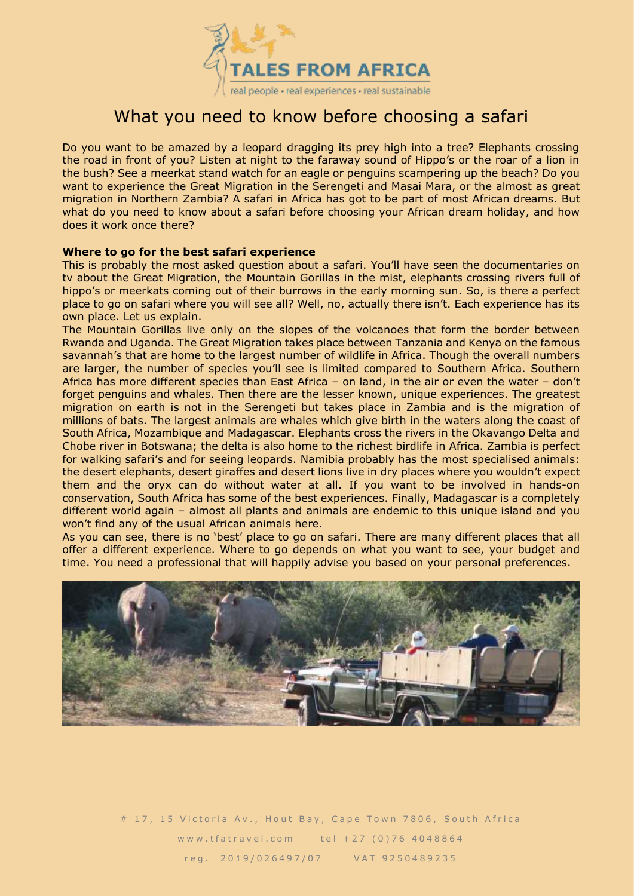# What you need to know before choosing a safari

Do you want to be amazed by a leopard dragging its prey high into a tree? Elephants crossing the road in front of you? Listen at night to the faraway sound of Hippo's or the roar of a lion in the bush? See a meerkat stand watch for an eagle or penguins scampering up the beach? Do you want to experience the Great Migration in the Serengeti and Masai Mara, or the almost as great migration in Northern Zambia? A safari in Africa has got to be part of most African dreams. But what do you need to know about a safari before choosing your African dream holiday, and how does it work once there?

**Where to go for the best safari experience**

This is probably the most asked question about a safari. You'll have seen the documentaries on tv about the Great Migration, the Mountain Gorillas in the mist, elephants crossing rivers full of hippo's or meerkats coming out of their burrows in the early morning sun. So, is there a perfect place to go on safari where you will see all? Well, no, actually there isn't. Each experience has its own place. Let us explain.

The Mountain Gorillas live only on the slopes of the volcanoes that form the border between Rwanda and Uganda. The Great Migration takes place between Tanzania and Kenya on the famous savannah's that are home to the largest number of wildlife in Africa. Though the overall numbers are larger, the number of species you'll see is limited compared to Southern Africa. Southern Africa has more different species than East Africa – on land, in the air or even the water – don't forget penguins and whales. Then there are the lesser known, unique experiences. The greatest migration on earth is not in the Serengeti but takes place in Zambia and is the migration of millions of bats. The largest animals are whales which give birth in the waters along the coast of South Africa, Mozambique and Madagascar. Elephants cross the rivers in the Okavango Delta and Chobe river in Botswana; the delta is also home to the richest birdlife in Africa. Zambia is perfect for walking safari's and for seeing leopards. Namibia probably has the most specialised animals: the desert elephants, desert giraffes and desert lions live in dry places where you wouldn't expect them and the oryx can do without water at all. If you want to be involved in hands-on conservation, South Africa has some of the best experiences. Finally, Madagascar is a completely different world again – almost all plants and animals are endemic to this unique island and you won't find any of the usual African animals here.

As you can see, there is no 'best' place to go on safari. There are many different places that all offer a different experience. Where to go depends on what you want to see, your budget and time. You need a professional that will happily advise you based on your personal preferences.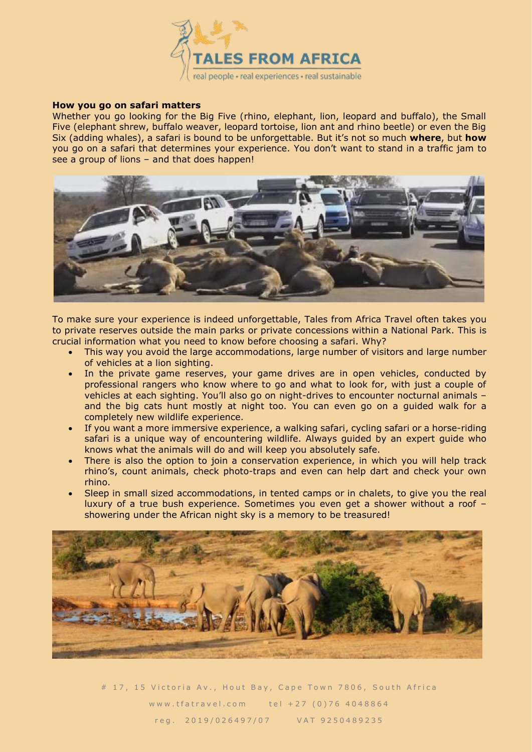**How you go on safari matters**

Whether you go looking for the Big Five (rhino, elephant, lion, leopard and buffalo), the Small Five (elephant shrew, buffalo weaver, leopard tortoise, lion ant and rhino beetle) or even the Big Six (adding whales), a safari is bound to be unforgettable. But it's not so much **where**, but **how** you go on a safari that determines your experience. You don't want to stand in a traffic jam to see a group of lions – and that does happen!

To make sure your experience is indeed unforgettable, Tales from Africa Travel often takes you to private reserves outside the main parks or private concessions within a National Park. This is crucial information what you need to know before choosing a safari. Why?

- This way you avoid the large accommodations, large number of visitors and large number of vehicles at a lion sighting.
- In the private game reserves, your game drives are in open vehicles, conducted by professional rangers who know where to go and what to look for, with just a couple of vehicles at each sighting. You'll also go on night-drives to encounter nocturnal animals – and the big cats hunt mostly at night too. You can even go on a guided walk for a completely new wildlife experience.
- If you want a more immersive experience, a walking safari, cycling safari or a horse-riding safari is a unique way of encountering wildlife. Always guided by an expert guide who knows what the animals will do and will keep you absolutely safe.
- There is also the option to join a conservation experience, in which you will help track rhino's, count animals, check photo-traps and even can help dart and check your own rhino.
- Sleep in small sized accommodations, in tented camps or in chalets, to give you the real luxury of a true bush experience. Sometimes you even get a shower without a roof – showering under the African night sky is a memory to be treasured!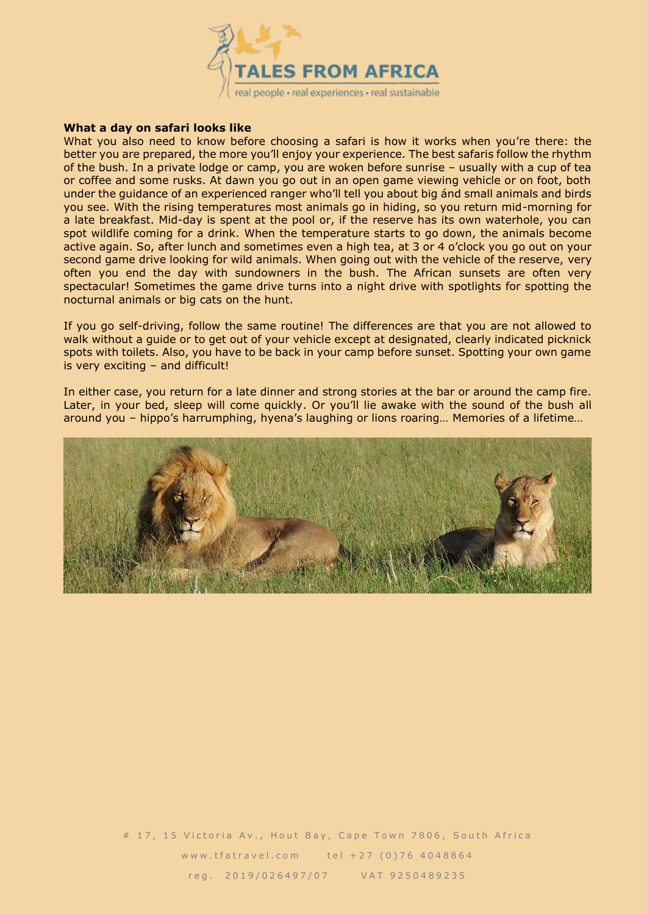**What a day on safari looks like**

What you also need to know before choosing a safari is how it works when you're there: the better you are prepared, the more you'll enjoy your experience. The best safaris follow the rhythm of the bush. In a private lodge or camp, you are woken before sunrise – usually with a cup of tea or coffee and some rusks. At dawn you go out in an open game viewing vehicle or on foot, both under the guidance of an experienced ranger who'll tell you about big ánd small animals and birds you see. With the rising temperatures most animals go in hiding, so you return mid-morning for a late breakfast. Mid-day is spent at the pool or, if the reserve has its own waterhole, you can spot wildlife coming for a drink. When the temperature starts to go down, the animals become active again. So, after lunch and sometimes even a high tea, at 3 or 4 o'clock you go out on your second game drive looking for wild animals. When going out with the vehicle of the reserve, very often you end the day with sundowners in the bush. The African sunsets are often very spectacular! Sometimes the game drive turns into a night drive with spotlights for spotting the nocturnal animals or big cats on the hunt.

If you go self-driving, follow the same routine! The differences are that you are not allowed to walk without a guide or to get out of your vehicle except at designated, clearly indicated picknick spots with toilets. Also, you have to be back in your camp before sunset. Spotting your own game is very exciting – and difficult!

In either case, you return for a late dinner and strong stories at the bar or around the camp fire. Later, in your bed, sleep will come quickly. Or you'll lie awake with the sound of the bush all around you – hippo's harrumphing, hyena's laughing or lions roaring… Memories of a lifetime…